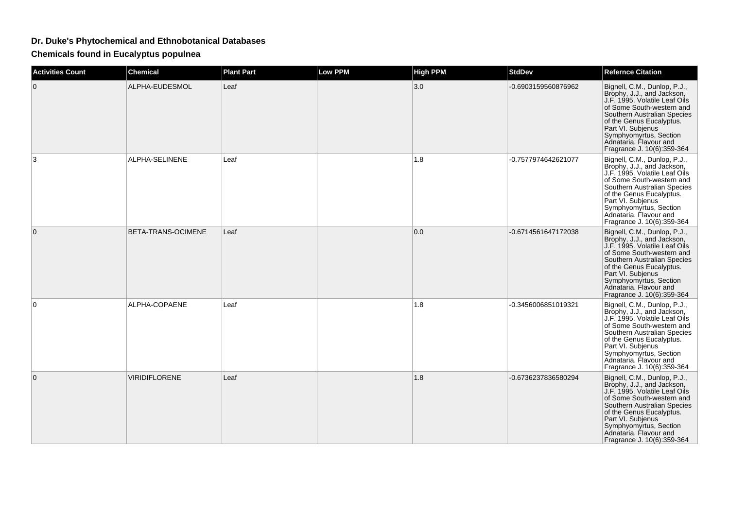# Dr. Duke's Phytochemical and Ethnobotanical Databases

## Chemicals found in Eucalyptus populnea

| Activities Count | Chemical | Plant Part | Low PPM | High PPM | StdDev | Refernce Citation |
|---|---|---|---|---|---|---|
| 0 | ALPHA-EUDESMOL | Leaf | | 3.0 | -0.6903159560876962 | Bignell, C.M., Dunlop, P.J., Brophy, J.J., and Jackson, J.F. 1995. Volatile Leaf Oils of Some South-western and Southern Australian Species of the Genus Eucalyptus. Part VI. Subjenus Symphyomyrtus, Section Adnataria. Flavour and Fragrance J. 10(6):359-364 |
| 3 | ALPHA-SELINENE | Leaf | | 1.8 | -0.7577974642621077 | Bignell, C.M., Dunlop, P.J., Brophy, J.J., and Jackson, J.F. 1995. Volatile Leaf Oils of Some South-western and Southern Australian Species of the Genus Eucalyptus. Part VI. Subjenus Symphyomyrtus, Section Adnataria. Flavour and Fragrance J. 10(6):359-364 |
| 0 | BETA-TRANS-OCIMENE | Leaf | | 0.0 | -0.6714561647172038 | Bignell, C.M., Dunlop, P.J., Brophy, J.J., and Jackson, J.F. 1995. Volatile Leaf Oils of Some South-western and Southern Australian Species of the Genus Eucalyptus. Part VI. Subjenus Symphyomyrtus, Section Adnataria. Flavour and Fragrance J. 10(6):359-364 |
| 0 | ALPHA-COPAENE | Leaf | | 1.8 | -0.3456006851019321 | Bignell, C.M., Dunlop, P.J., Brophy, J.J., and Jackson, J.F. 1995. Volatile Leaf Oils of Some South-western and Southern Australian Species of the Genus Eucalyptus. Part VI. Subjenus Symphyomyrtus, Section Adnataria. Flavour and Fragrance J. 10(6):359-364 |
| 0 | VIRIDIFLORENE | Leaf | | 1.8 | -0.6736237836580294 | Bignell, C.M., Dunlop, P.J., Brophy, J.J., and Jackson, J.F. 1995. Volatile Leaf Oils of Some South-western and Southern Australian Species of the Genus Eucalyptus. Part VI. Subjenus Symphyomyrtus, Section Adnataria. Flavour and Fragrance J. 10(6):359-364 |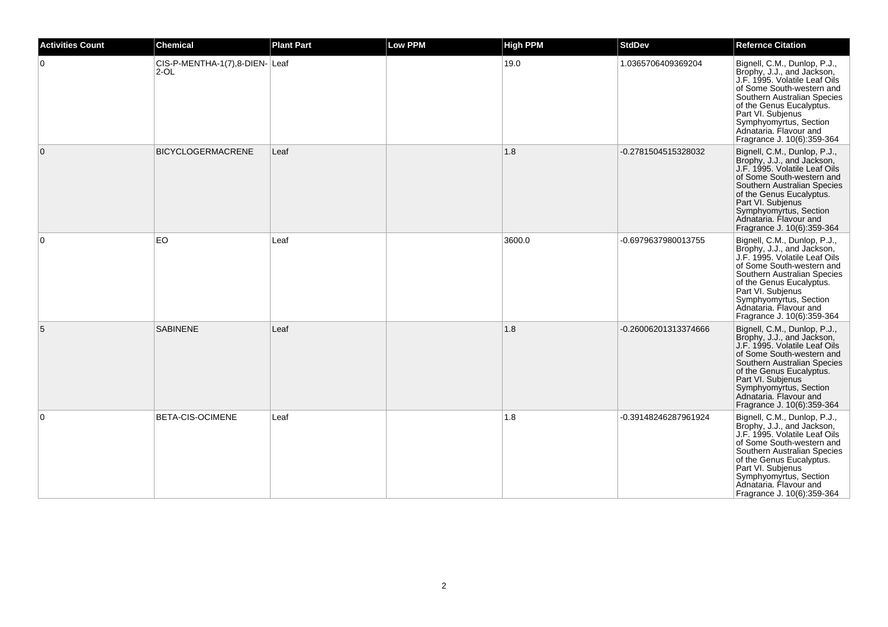| Activities Count | Chemical | Plant Part | Low PPM | High PPM | StdDev | Refernce Citation |
| --- | --- | --- | --- | --- | --- | --- |
| 0 | CIS-P-MENTHA-1(7),8-DIEN-2-OL | Leaf | | 19.0 | 1.0365706409369204 | Bignell, C.M., Dunlop, P.J., Brophy, J.J., and Jackson, J.F. 1995. Volatile Leaf Oils of Some South-western and Southern Australian Species of the Genus Eucalyptus. Part VI. Subjenus Symphyomyrtus, Section Adnataria. Flavour and Fragrance J. 10(6):359-364 |
| 0 | BICYCLOGERMACRENE | Leaf | | 1.8 | -0.2781504515328032 | Bignell, C.M., Dunlop, P.J., Brophy, J.J., and Jackson, J.F. 1995. Volatile Leaf Oils of Some South-western and Southern Australian Species of the Genus Eucalyptus. Part VI. Subjenus Symphyomyrtus, Section Adnataria. Flavour and Fragrance J. 10(6):359-364 |
| 0 | EO | Leaf | | 3600.0 | -0.6979637980013755 | Bignell, C.M., Dunlop, P.J., Brophy, J.J., and Jackson, J.F. 1995. Volatile Leaf Oils of Some South-western and Southern Australian Species of the Genus Eucalyptus. Part VI. Subjenus Symphyomyrtus, Section Adnataria. Flavour and Fragrance J. 10(6):359-364 |
| 5 | SABINENE | Leaf | | 1.8 | -0.26006201313374666 | Bignell, C.M., Dunlop, P.J., Brophy, J.J., and Jackson, J.F. 1995. Volatile Leaf Oils of Some South-western and Southern Australian Species of the Genus Eucalyptus. Part VI. Subjenus Symphyomyrtus, Section Adnataria. Flavour and Fragrance J. 10(6):359-364 |
| 0 | BETA-CIS-OCIMENE | Leaf | | 1.8 | -0.39148246287961924 | Bignell, C.M., Dunlop, P.J., Brophy, J.J., and Jackson, J.F. 1995. Volatile Leaf Oils of Some South-western and Southern Australian Species of the Genus Eucalyptus. Part VI. Subjenus Symphyomyrtus, Section Adnataria. Flavour and Fragrance J. 10(6):359-364 |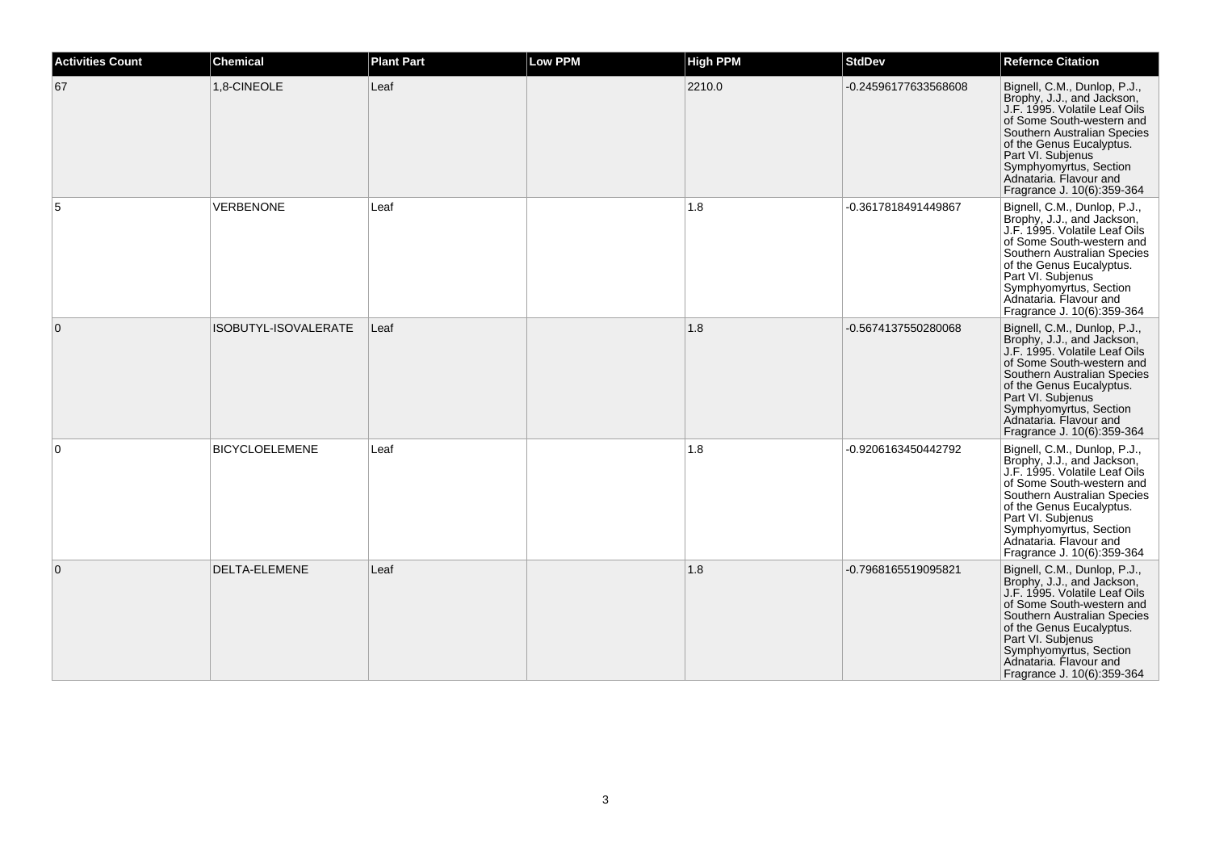| Activities Count | Chemical | Plant Part | Low PPM | High PPM | StdDev | Refernce Citation |
|---|---|---|---|---|---|---|
| 67 | 1,8-CINEOLE | Leaf | | 2210.0 | -0.24596177633568608 | Bignell, C.M., Dunlop, P.J., Brophy, J.J., and Jackson, J.F. 1995. Volatile Leaf Oils of Some South-western and Southern Australian Species of the Genus Eucalyptus. Part VI. Subjenus Symphyomyrtus, Section Adnataria. Flavour and Fragrance J. 10(6):359-364 |
| 5 | VERBENONE | Leaf | | 1.8 | -0.3617818491449867 | Bignell, C.M., Dunlop, P.J., Brophy, J.J., and Jackson, J.F. 1995. Volatile Leaf Oils of Some South-western and Southern Australian Species of the Genus Eucalyptus. Part VI. Subjenus Symphyomyrtus, Section Adnataria. Flavour and Fragrance J. 10(6):359-364 |
| 0 | ISOBUTYL-ISOVALERATE | Leaf | | 1.8 | -0.5674137550280068 | Bignell, C.M., Dunlop, P.J., Brophy, J.J., and Jackson, J.F. 1995. Volatile Leaf Oils of Some South-western and Southern Australian Species of the Genus Eucalyptus. Part VI. Subjenus Symphyomyrtus, Section Adnataria. Flavour and Fragrance J. 10(6):359-364 |
| 0 | BICYCLOELEMENE | Leaf | | 1.8 | -0.9206163450442792 | Bignell, C.M., Dunlop, P.J., Brophy, J.J., and Jackson, J.F. 1995. Volatile Leaf Oils of Some South-western and Southern Australian Species of the Genus Eucalyptus. Part VI. Subjenus Symphyomyrtus, Section Adnataria. Flavour and Fragrance J. 10(6):359-364 |
| 0 | DELTA-ELEMENE | Leaf | | 1.8 | -0.7968165519095821 | Bignell, C.M., Dunlop, P.J., Brophy, J.J., and Jackson, J.F. 1995. Volatile Leaf Oils of Some South-western and Southern Australian Species of the Genus Eucalyptus. Part VI. Subjenus Symphyomyrtus, Section Adnataria. Flavour and Fragrance J. 10(6):359-364 |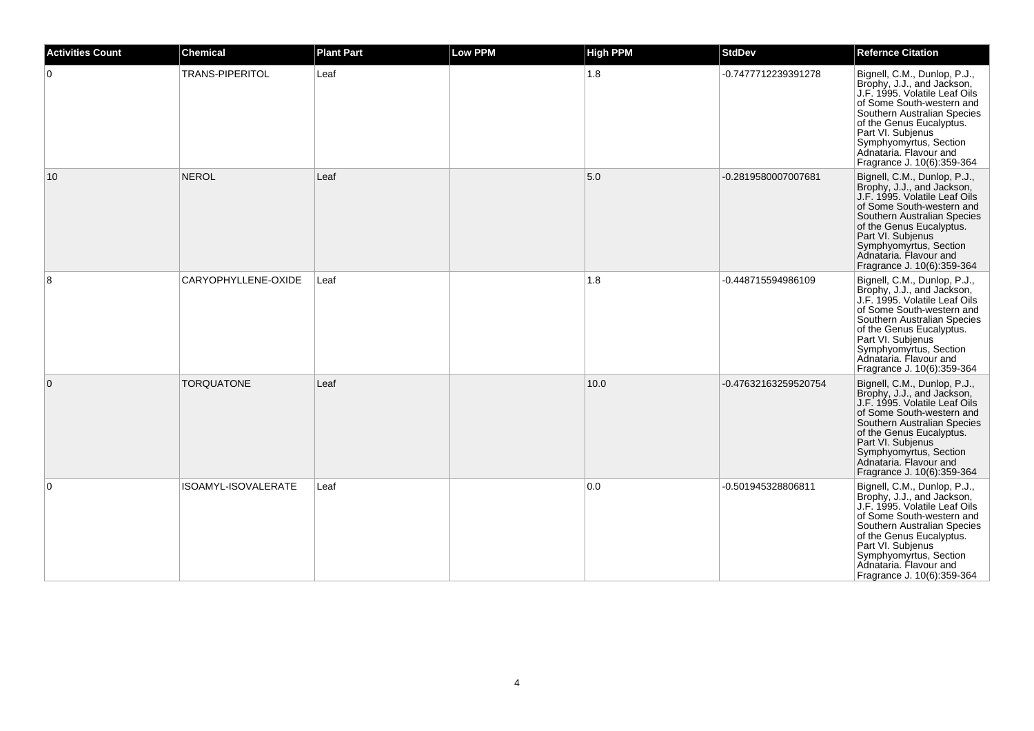| Activities Count | Chemical | Plant Part | Low PPM | High PPM | StdDev | Refernce Citation |
|---|---|---|---|---|---|---|
| 0 | TRANS-PIPERITOL | Leaf | | 1.8 | -0.7477712239391278 | Bignell, C.M., Dunlop, P.J., Brophy, J.J., and Jackson, J.F. 1995. Volatile Leaf Oils of Some South-western and Southern Australian Species of the Genus Eucalyptus. Part VI. Subjenus Symphyomyrtus, Section Adnataria. Flavour and Fragrance J. 10(6):359-364 |
| 10 | NEROL | Leaf | | 5.0 | -0.2819580007007681 | Bignell, C.M., Dunlop, P.J., Brophy, J.J., and Jackson, J.F. 1995. Volatile Leaf Oils of Some South-western and Southern Australian Species of the Genus Eucalyptus. Part VI. Subjenus Symphyomyrtus, Section Adnataria. Flavour and Fragrance J. 10(6):359-364 |
| 8 | CARYOPHYLLENE-OXIDE | Leaf | | 1.8 | -0.448715594986109 | Bignell, C.M., Dunlop, P.J., Brophy, J.J., and Jackson, J.F. 1995. Volatile Leaf Oils of Some South-western and Southern Australian Species of the Genus Eucalyptus. Part VI. Subjenus Symphyomyrtus, Section Adnataria. Flavour and Fragrance J. 10(6):359-364 |
| 0 | TORQUATONE | Leaf | | 10.0 | -0.47632163259520754 | Bignell, C.M., Dunlop, P.J., Brophy, J.J., and Jackson, J.F. 1995. Volatile Leaf Oils of Some South-western and Southern Australian Species of the Genus Eucalyptus. Part VI. Subjenus Symphyomyrtus, Section Adnataria. Flavour and Fragrance J. 10(6):359-364 |
| 0 | ISOAMYL-ISOVALERATE | Leaf | | 0.0 | -0.501945328806811 | Bignell, C.M., Dunlop, P.J., Brophy, J.J., and Jackson, J.F. 1995. Volatile Leaf Oils of Some South-western and Southern Australian Species of the Genus Eucalyptus. Part VI. Subjenus Symphyomyrtus, Section Adnataria. Flavour and Fragrance J. 10(6):359-364 |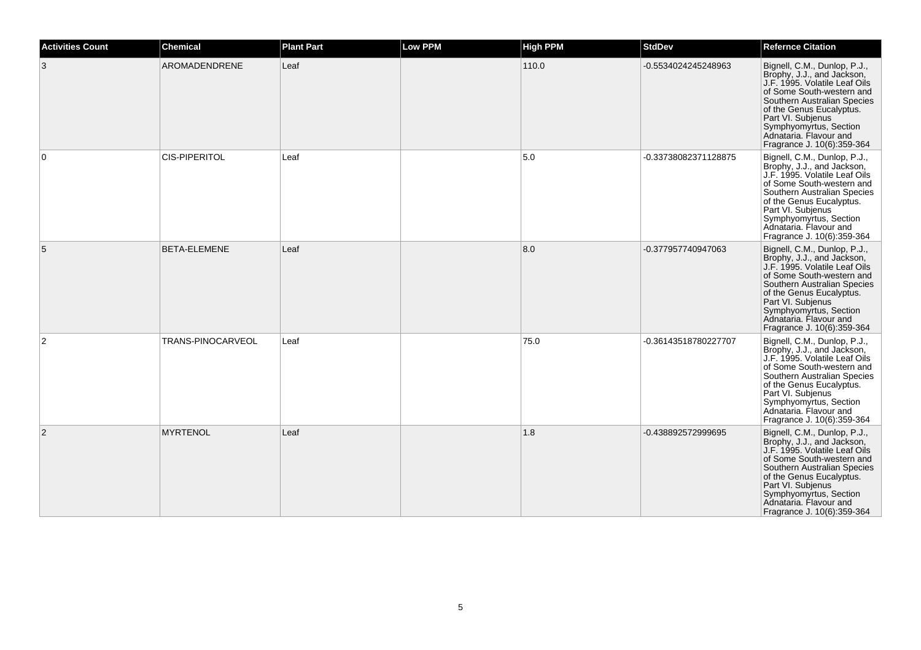| Activities Count | Chemical | Plant Part | Low PPM | High PPM | StdDev | Refernce Citation |
|---|---|---|---|---|---|---|
| 3 | AROMADENDRENE | Leaf | | 110.0 | -0.5534024245248963 | Bignell, C.M., Dunlop, P.J., Brophy, J.J., and Jackson, J.F. 1995. Volatile Leaf Oils of Some South-western and Southern Australian Species of the Genus Eucalyptus. Part VI. Subjenus Symphyomyrtus, Section Adnataria. Flavour and Fragrance J. 10(6):359-364 |
| 0 | CIS-PIPERITOL | Leaf | | 5.0 | -0.33738082371128875 | Bignell, C.M., Dunlop, P.J., Brophy, J.J., and Jackson, J.F. 1995. Volatile Leaf Oils of Some South-western and Southern Australian Species of the Genus Eucalyptus. Part VI. Subjenus Symphyomyrtus, Section Adnataria. Flavour and Fragrance J. 10(6):359-364 |
| 5 | BETA-ELEMENE | Leaf | | 8.0 | -0.377957740947063 | Bignell, C.M., Dunlop, P.J., Brophy, J.J., and Jackson, J.F. 1995. Volatile Leaf Oils of Some South-western and Southern Australian Species of the Genus Eucalyptus. Part VI. Subjenus Symphyomyrtus, Section Adnataria. Flavour and Fragrance J. 10(6):359-364 |
| 2 | TRANS-PINOCARVEOL | Leaf | | 75.0 | -0.36143518780227707 | Bignell, C.M., Dunlop, P.J., Brophy, J.J., and Jackson, J.F. 1995. Volatile Leaf Oils of Some South-western and Southern Australian Species of the Genus Eucalyptus. Part VI. Subjenus Symphyomyrtus, Section Adnataria. Flavour and Fragrance J. 10(6):359-364 |
| 2 | MYRTENOL | Leaf | | 1.8 | -0.438892572999695 | Bignell, C.M., Dunlop, P.J., Brophy, J.J., and Jackson, J.F. 1995. Volatile Leaf Oils of Some South-western and Southern Australian Species of the Genus Eucalyptus. Part VI. Subjenus Symphyomyrtus, Section Adnataria. Flavour and Fragrance J. 10(6):359-364 |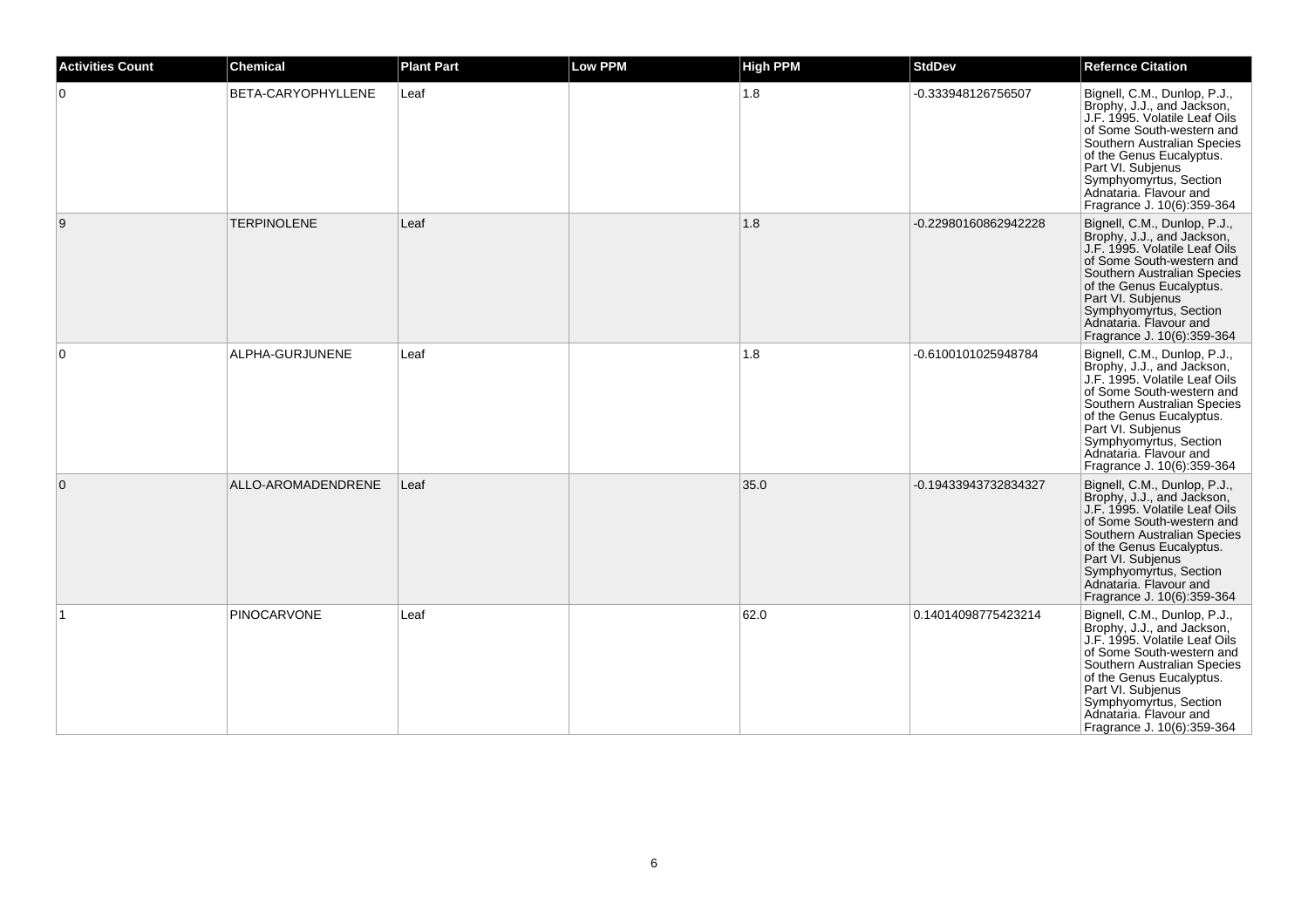| Activities Count | Chemical | Plant Part | Low PPM | High PPM | StdDev | Refernce Citation |
|---|---|---|---|---|---|---|
| 0 | BETA-CARYOPHYLLENE | Leaf | | 1.8 | -0.333948126756507 | Bignell, C.M., Dunlop, P.J., Brophy, J.J., and Jackson, J.F. 1995. Volatile Leaf Oils of Some South-western and Southern Australian Species of the Genus Eucalyptus. Part VI. Subjenus Symphyomyrtus, Section Adnataria. Flavour and Fragrance J. 10(6):359-364 |
| 9 | TERPINOLENE | Leaf | | 1.8 | -0.22980160862942228 | Bignell, C.M., Dunlop, P.J., Brophy, J.J., and Jackson, J.F. 1995. Volatile Leaf Oils of Some South-western and Southern Australian Species of the Genus Eucalyptus. Part VI. Subjenus Symphyomyrtus, Section Adnataria. Flavour and Fragrance J. 10(6):359-364 |
| 0 | ALPHA-GURJUNENE | Leaf | | 1.8 | -0.6100101025948784 | Bignell, C.M., Dunlop, P.J., Brophy, J.J., and Jackson, J.F. 1995. Volatile Leaf Oils of Some South-western and Southern Australian Species of the Genus Eucalyptus. Part VI. Subjenus Symphyomyrtus, Section Adnataria. Flavour and Fragrance J. 10(6):359-364 |
| 0 | ALLO-AROMADENDRENE | Leaf | | 35.0 | -0.19433943732834327 | Bignell, C.M., Dunlop, P.J., Brophy, J.J., and Jackson, J.F. 1995. Volatile Leaf Oils of Some South-western and Southern Australian Species of the Genus Eucalyptus. Part VI. Subjenus Symphyomyrtus, Section Adnataria. Flavour and Fragrance J. 10(6):359-364 |
| 1 | PINOCARVONE | Leaf | | 62.0 | 0.14014098775423214 | Bignell, C.M., Dunlop, P.J., Brophy, J.J., and Jackson, J.F. 1995. Volatile Leaf Oils of Some South-western and Southern Australian Species of the Genus Eucalyptus. Part VI. Subjenus Symphyomyrtus, Section Adnataria. Flavour and Fragrance J. 10(6):359-364 |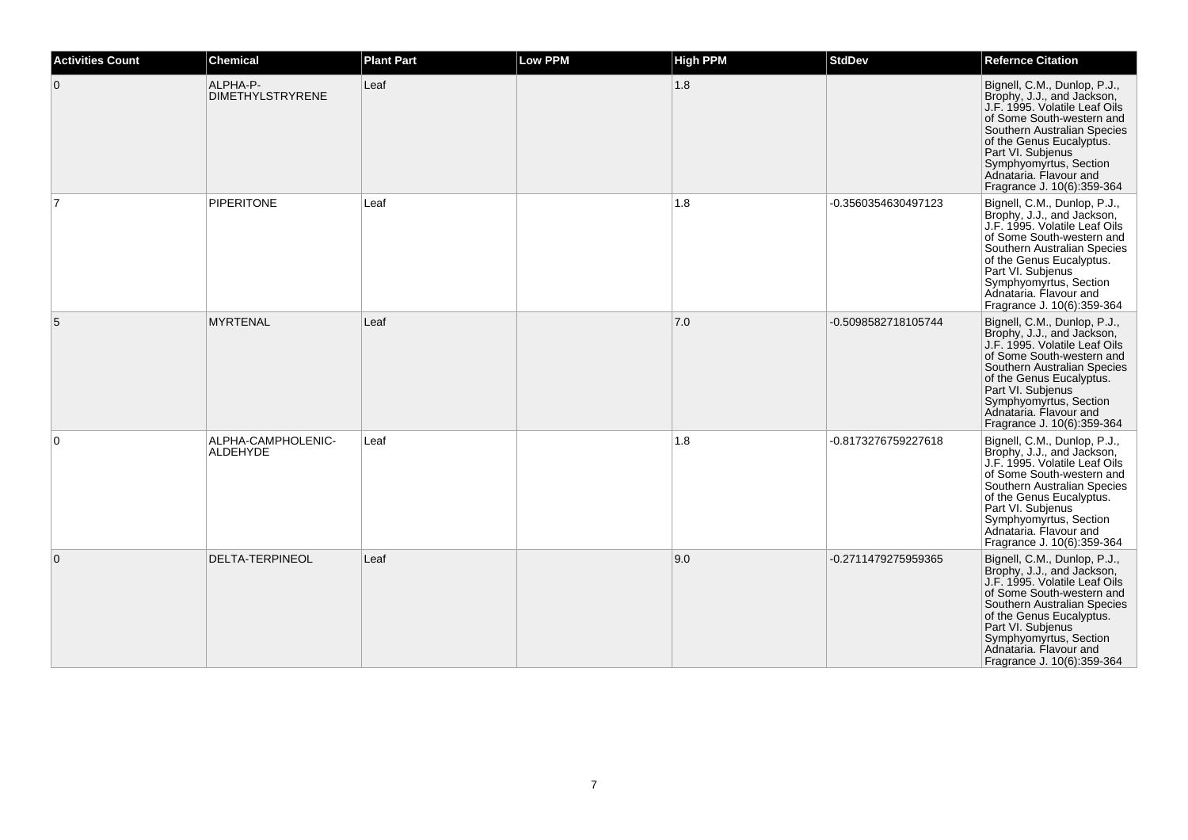| Activities Count | Chemical | Plant Part | Low PPM | High PPM | StdDev | Refernce Citation |
|---|---|---|---|---|---|---|
| 0 | ALPHA-P-DIMETHYLSTRYRENE | Leaf | | 1.8 | | Bignell, C.M., Dunlop, P.J., Brophy, J.J., and Jackson, J.F. 1995. Volatile Leaf Oils of Some South-western and Southern Australian Species of the Genus Eucalyptus. Part VI. Subjenus Symphyomyrtus, Section Adnataria. Flavour and Fragrance J. 10(6):359-364 |
| 7 | PIPERITONE | Leaf | | 1.8 | -0.3560354630497123 | Bignell, C.M., Dunlop, P.J., Brophy, J.J., and Jackson, J.F. 1995. Volatile Leaf Oils of Some South-western and Southern Australian Species of the Genus Eucalyptus. Part VI. Subjenus Symphyomyrtus, Section Adnataria. Flavour and Fragrance J. 10(6):359-364 |
| 5 | MYRTENAL | Leaf | | 7.0 | -0.5098582718105744 | Bignell, C.M., Dunlop, P.J., Brophy, J.J., and Jackson, J.F. 1995. Volatile Leaf Oils of Some South-western and Southern Australian Species of the Genus Eucalyptus. Part VI. Subjenus Symphyomyrtus, Section Adnataria. Flavour and Fragrance J. 10(6):359-364 |
| 0 | ALPHA-CAMPHOLENIC-ALDEHYDE | Leaf | | 1.8 | -0.8173276759227618 | Bignell, C.M., Dunlop, P.J., Brophy, J.J., and Jackson, J.F. 1995. Volatile Leaf Oils of Some South-western and Southern Australian Species of the Genus Eucalyptus. Part VI. Subjenus Symphyomyrtus, Section Adnataria. Flavour and Fragrance J. 10(6):359-364 |
| 0 | DELTA-TERPINEOL | Leaf | | 9.0 | -0.2711479275959365 | Bignell, C.M., Dunlop, P.J., Brophy, J.J., and Jackson, J.F. 1995. Volatile Leaf Oils of Some South-western and Southern Australian Species of the Genus Eucalyptus. Part VI. Subjenus Symphyomyrtus, Section Adnataria. Flavour and Fragrance J. 10(6):359-364 |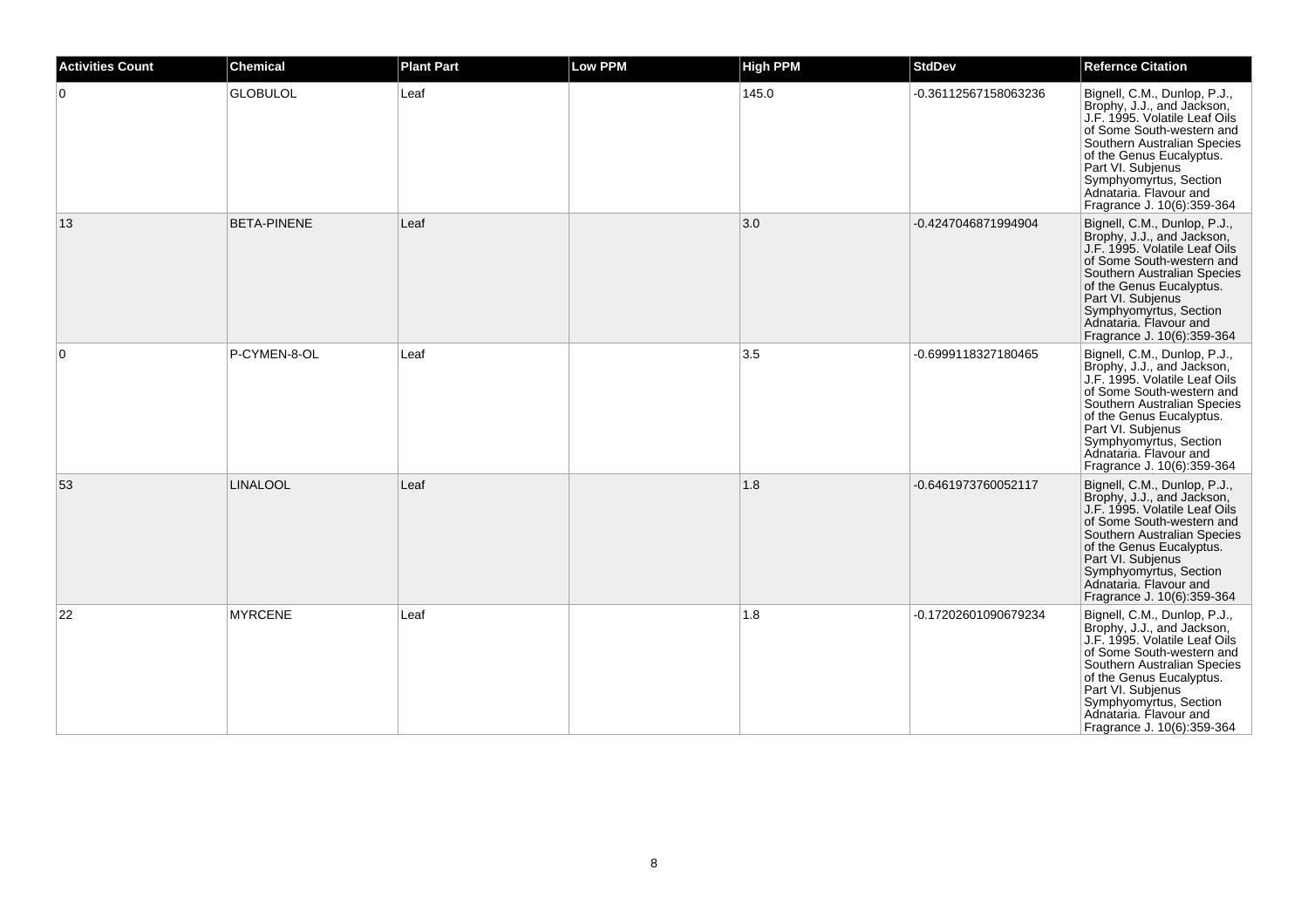| Activities Count | Chemical | Plant Part | Low PPM | High PPM | StdDev | Refernce Citation |
|---|---|---|---|---|---|---|
| 0 | GLOBULOL | Leaf | | 145.0 | -0.36112567158063236 | Bignell, C.M., Dunlop, P.J., Brophy, J.J., and Jackson, J.F. 1995. Volatile Leaf Oils of Some South-western and Southern Australian Species of the Genus Eucalyptus. Part VI. Subjenus Symphyomyrtus, Section Adnataria. Flavour and Fragrance J. 10(6):359-364 |
| 13 | BETA-PINENE | Leaf | | 3.0 | -0.4247046871994904 | Bignell, C.M., Dunlop, P.J., Brophy, J.J., and Jackson, J.F. 1995. Volatile Leaf Oils of Some South-western and Southern Australian Species of the Genus Eucalyptus. Part VI. Subjenus Symphyomyrtus, Section Adnataria. Flavour and Fragrance J. 10(6):359-364 |
| 0 | P-CYMEN-8-OL | Leaf | | 3.5 | -0.6999118327180465 | Bignell, C.M., Dunlop, P.J., Brophy, J.J., and Jackson, J.F. 1995. Volatile Leaf Oils of Some South-western and Southern Australian Species of the Genus Eucalyptus. Part VI. Subjenus Symphyomyrtus, Section Adnataria. Flavour and Fragrance J. 10(6):359-364 |
| 53 | LINALOOL | Leaf | | 1.8 | -0.6461973760052117 | Bignell, C.M., Dunlop, P.J., Brophy, J.J., and Jackson, J.F. 1995. Volatile Leaf Oils of Some South-western and Southern Australian Species of the Genus Eucalyptus. Part VI. Subjenus Symphyomyrtus, Section Adnataria. Flavour and Fragrance J. 10(6):359-364 |
| 22 | MYRCENE | Leaf | | 1.8 | -0.17202601090679234 | Bignell, C.M., Dunlop, P.J., Brophy, J.J., and Jackson, J.F. 1995. Volatile Leaf Oils of Some South-western and Southern Australian Species of the Genus Eucalyptus. Part VI. Subjenus Symphyomyrtus, Section Adnataria. Flavour and Fragrance J. 10(6):359-364 |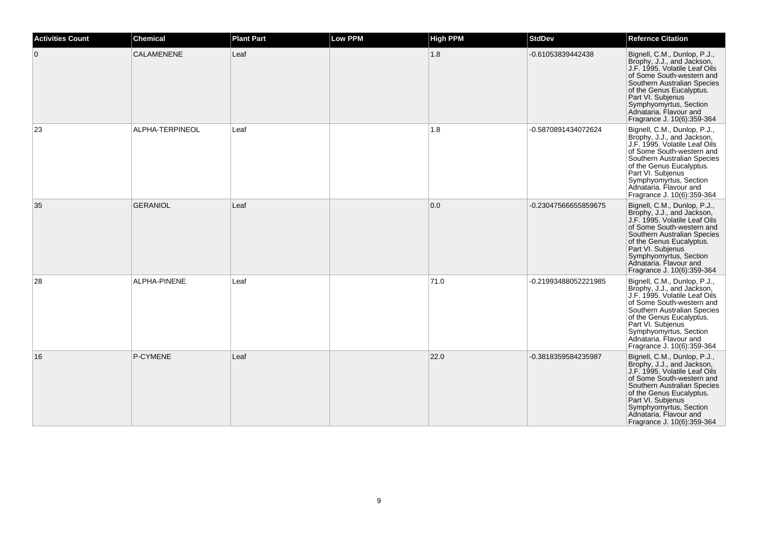| Activities Count | Chemical | Plant Part | Low PPM | High PPM | StdDev | Refernce Citation |
|---|---|---|---|---|---|---|
| 0 | CALAMENENE | Leaf | | 1.8 | -0.61053839442438 | Bignell, C.M., Dunlop, P.J., Brophy, J.J., and Jackson, J.F. 1995. Volatile Leaf Oils of Some South-western and Southern Australian Species of the Genus Eucalyptus. Part VI. Subjenus Symphyomyrtus, Section Adnataria. Flavour and Fragrance J. 10(6):359-364 |
| 23 | ALPHA-TERPINEOL | Leaf | | 1.8 | -0.5870891434072624 | Bignell, C.M., Dunlop, P.J., Brophy, J.J., and Jackson, J.F. 1995. Volatile Leaf Oils of Some South-western and Southern Australian Species of the Genus Eucalyptus. Part VI. Subjenus Symphyomyrtus, Section Adnataria. Flavour and Fragrance J. 10(6):359-364 |
| 35 | GERANIOL | Leaf | | 0.0 | -0.23047566655859675 | Bignell, C.M., Dunlop, P.J., Brophy, J.J., and Jackson, J.F. 1995. Volatile Leaf Oils of Some South-western and Southern Australian Species of the Genus Eucalyptus. Part VI. Subjenus Symphyomyrtus, Section Adnataria. Flavour and Fragrance J. 10(6):359-364 |
| 28 | ALPHA-PINENE | Leaf | | 71.0 | -0.21993488052221985 | Bignell, C.M., Dunlop, P.J., Brophy, J.J., and Jackson, J.F. 1995. Volatile Leaf Oils of Some South-western and Southern Australian Species of the Genus Eucalyptus. Part VI. Subjenus Symphyomyrtus, Section Adnataria. Flavour and Fragrance J. 10(6):359-364 |
| 16 | P-CYMENE | Leaf | | 22.0 | -0.3818359584235987 | Bignell, C.M., Dunlop, P.J., Brophy, J.J., and Jackson, J.F. 1995. Volatile Leaf Oils of Some South-western and Southern Australian Species of the Genus Eucalyptus. Part VI. Subjenus Symphyomyrtus, Section Adnataria. Flavour and Fragrance J. 10(6):359-364 |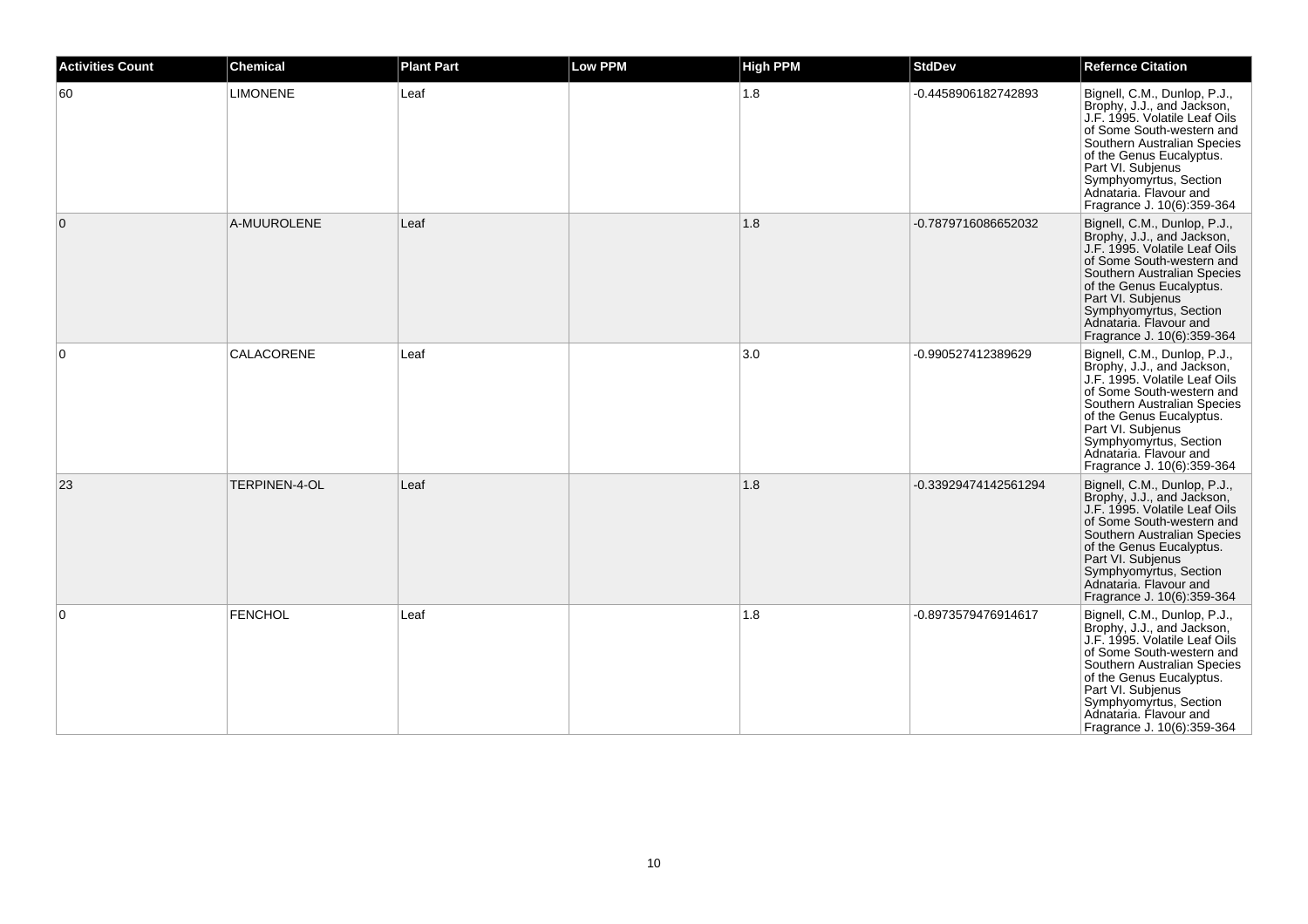| Activities Count | Chemical | Plant Part | Low PPM | High PPM | StdDev | Refernce Citation |
|---|---|---|---|---|---|---|
| 60 | LIMONENE | Leaf | | 1.8 | -0.4458906182742893 | Bignell, C.M., Dunlop, P.J., Brophy, J.J., and Jackson, J.F. 1995. Volatile Leaf Oils of Some South-western and Southern Australian Species of the Genus Eucalyptus. Part VI. Subjenus Symphyomyrtus, Section Adnataria. Flavour and Fragrance J. 10(6):359-364 |
| 0 | A-MUUROLENE | Leaf | | 1.8 | -0.7879716086652032 | Bignell, C.M., Dunlop, P.J., Brophy, J.J., and Jackson, J.F. 1995. Volatile Leaf Oils of Some South-western and Southern Australian Species of the Genus Eucalyptus. Part VI. Subjenus Symphyomyrtus, Section Adnataria. Flavour and Fragrance J. 10(6):359-364 |
| 0 | CALACORENE | Leaf | | 3.0 | -0.990527412389629 | Bignell, C.M., Dunlop, P.J., Brophy, J.J., and Jackson, J.F. 1995. Volatile Leaf Oils of Some South-western and Southern Australian Species of the Genus Eucalyptus. Part VI. Subjenus Symphyomyrtus, Section Adnataria. Flavour and Fragrance J. 10(6):359-364 |
| 23 | TERPINEN-4-OL | Leaf | | 1.8 | -0.33929474142561294 | Bignell, C.M., Dunlop, P.J., Brophy, J.J., and Jackson, J.F. 1995. Volatile Leaf Oils of Some South-western and Southern Australian Species of the Genus Eucalyptus. Part VI. Subjenus Symphyomyrtus, Section Adnataria. Flavour and Fragrance J. 10(6):359-364 |
| 0 | FENCHOL | Leaf | | 1.8 | -0.8973579476914617 | Bignell, C.M., Dunlop, P.J., Brophy, J.J., and Jackson, J.F. 1995. Volatile Leaf Oils of Some South-western and Southern Australian Species of the Genus Eucalyptus. Part VI. Subjenus Symphyomyrtus, Section Adnataria. Flavour and Fragrance J. 10(6):359-364 |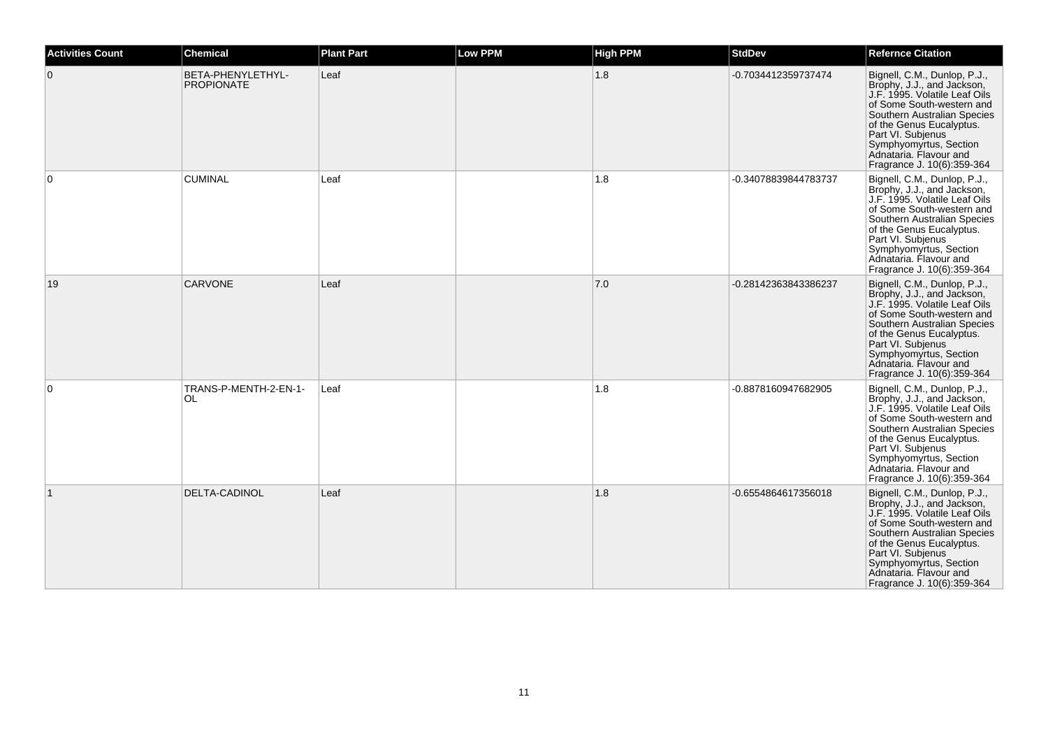| Activities Count | Chemical | Plant Part | Low PPM | High PPM | StdDev | Refernce Citation |
|---|---|---|---|---|---|---|
| 0 | BETA-PHENYLETHYL-PROPIONATE | Leaf | | 1.8 | -0.7034412359737474 | Bignell, C.M., Dunlop, P.J., Brophy, J.J., and Jackson, J.F. 1995. Volatile Leaf Oils of Some South-western and Southern Australian Species of the Genus Eucalyptus. Part VI. Subjenus Symphyomyrtus, Section Adnataria. Flavour and Fragrance J. 10(6):359-364 |
| 0 | CUMINAL | Leaf | | 1.8 | -0.34078839844783737 | Bignell, C.M., Dunlop, P.J., Brophy, J.J., and Jackson, J.F. 1995. Volatile Leaf Oils of Some South-western and Southern Australian Species of the Genus Eucalyptus. Part VI. Subjenus Symphyomyrtus, Section Adnataria. Flavour and Fragrance J. 10(6):359-364 |
| 19 | CARVONE | Leaf | | 7.0 | -0.28142363843386237 | Bignell, C.M., Dunlop, P.J., Brophy, J.J., and Jackson, J.F. 1995. Volatile Leaf Oils of Some South-western and Southern Australian Species of the Genus Eucalyptus. Part VI. Subjenus Symphyomyrtus, Section Adnataria. Flavour and Fragrance J. 10(6):359-364 |
| 0 | TRANS-P-MENTH-2-EN-1-OL | Leaf | | 1.8 | -0.8878160947682905 | Bignell, C.M., Dunlop, P.J., Brophy, J.J., and Jackson, J.F. 1995. Volatile Leaf Oils of Some South-western and Southern Australian Species of the Genus Eucalyptus. Part VI. Subjenus Symphyomyrtus, Section Adnataria. Flavour and Fragrance J. 10(6):359-364 |
| 1 | DELTA-CADINOL | Leaf | | 1.8 | -0.6554864617356018 | Bignell, C.M., Dunlop, P.J., Brophy, J.J., and Jackson, J.F. 1995. Volatile Leaf Oils of Some South-western and Southern Australian Species of the Genus Eucalyptus. Part VI. Subjenus Symphyomyrtus, Section Adnataria. Flavour and Fragrance J. 10(6):359-364 |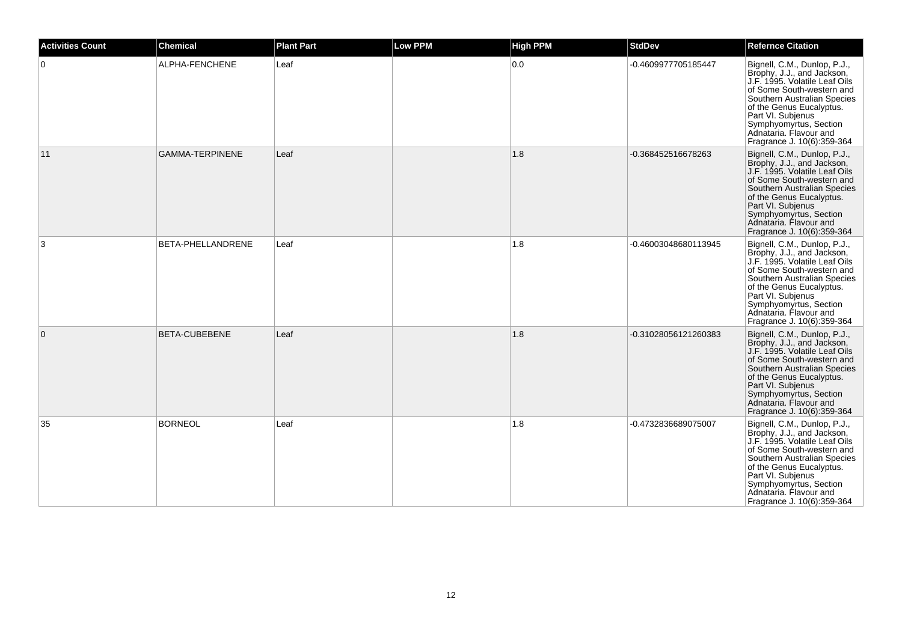| Activities Count | Chemical | Plant Part | Low PPM | High PPM | StdDev | Refernce Citation |
| --- | --- | --- | --- | --- | --- | --- |
| 0 | ALPHA-FENCHENE | Leaf | | 0.0 | -0.4609977705185447 | Bignell, C.M., Dunlop, P.J., Brophy, J.J., and Jackson, J.F. 1995. Volatile Leaf Oils of Some South-western and Southern Australian Species of the Genus Eucalyptus. Part VI. Subjenus Symphyomyrtus, Section Adnataria. Flavour and Fragrance J. 10(6):359-364 |
| 11 | GAMMA-TERPINENE | Leaf | | 1.8 | -0.368452516678263 | Bignell, C.M., Dunlop, P.J., Brophy, J.J., and Jackson, J.F. 1995. Volatile Leaf Oils of Some South-western and Southern Australian Species of the Genus Eucalyptus. Part VI. Subjenus Symphyomyrtus, Section Adnataria. Flavour and Fragrance J. 10(6):359-364 |
| 3 | BETA-PHELLANDRENE | Leaf | | 1.8 | -0.46003048680113945 | Bignell, C.M., Dunlop, P.J., Brophy, J.J., and Jackson, J.F. 1995. Volatile Leaf Oils of Some South-western and Southern Australian Species of the Genus Eucalyptus. Part VI. Subjenus Symphyomyrtus, Section Adnataria. Flavour and Fragrance J. 10(6):359-364 |
| 0 | BETA-CUBEBENE | Leaf | | 1.8 | -0.31028056121260383 | Bignell, C.M., Dunlop, P.J., Brophy, J.J., and Jackson, J.F. 1995. Volatile Leaf Oils of Some South-western and Southern Australian Species of the Genus Eucalyptus. Part VI. Subjenus Symphyomyrtus, Section Adnataria. Flavour and Fragrance J. 10(6):359-364 |
| 35 | BORNEOL | Leaf | | 1.8 | -0.4732836689075007 | Bignell, C.M., Dunlop, P.J., Brophy, J.J., and Jackson, J.F. 1995. Volatile Leaf Oils of Some South-western and Southern Australian Species of the Genus Eucalyptus. Part VI. Subjenus Symphyomyrtus, Section Adnataria. Flavour and Fragrance J. 10(6):359-364 |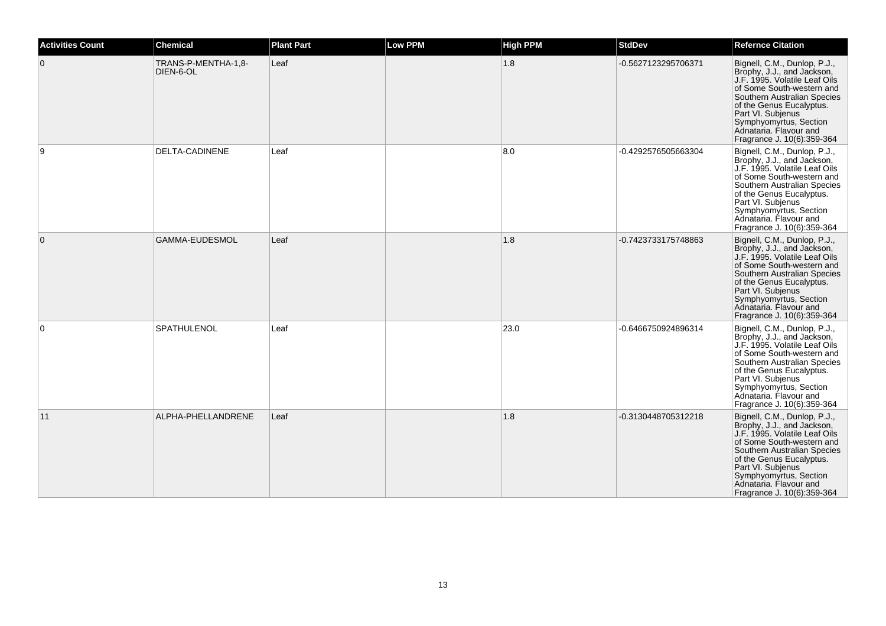| Activities Count | Chemical | Plant Part | Low PPM | High PPM | StdDev | Refernce Citation |
| --- | --- | --- | --- | --- | --- | --- |
| 0 | TRANS-P-MENTHA-1,8-DIEN-6-OL | Leaf | | 1.8 | -0.5627123295706371 | Bignell, C.M., Dunlop, P.J., Brophy, J.J., and Jackson, J.F. 1995. Volatile Leaf Oils of Some South-western and Southern Australian Species of the Genus Eucalyptus. Part VI. Subjenus Symphyomyrtus, Section Adnataria. Flavour and Fragrance J. 10(6):359-364 |
| 9 | DELTA-CADINENE | Leaf | | 8.0 | -0.4292576505663304 | Bignell, C.M., Dunlop, P.J., Brophy, J.J., and Jackson, J.F. 1995. Volatile Leaf Oils of Some South-western and Southern Australian Species of the Genus Eucalyptus. Part VI. Subjenus Symphyomyrtus, Section Adnataria. Flavour and Fragrance J. 10(6):359-364 |
| 0 | GAMMA-EUDESMOL | Leaf | | 1.8 | -0.7423733175748863 | Bignell, C.M., Dunlop, P.J., Brophy, J.J., and Jackson, J.F. 1995. Volatile Leaf Oils of Some South-western and Southern Australian Species of the Genus Eucalyptus. Part VI. Subjenus Symphyomyrtus, Section Adnataria. Flavour and Fragrance J. 10(6):359-364 |
| 0 | SPATHULENOL | Leaf | | 23.0 | -0.6466750924896314 | Bignell, C.M., Dunlop, P.J., Brophy, J.J., and Jackson, J.F. 1995. Volatile Leaf Oils of Some South-western and Southern Australian Species of the Genus Eucalyptus. Part VI. Subjenus Symphyomyrtus, Section Adnataria. Flavour and Fragrance J. 10(6):359-364 |
| 11 | ALPHA-PHELLANDRENE | Leaf | | 1.8 | -0.3130448705312218 | Bignell, C.M., Dunlop, P.J., Brophy, J.J., and Jackson, J.F. 1995. Volatile Leaf Oils of Some South-western and Southern Australian Species of the Genus Eucalyptus. Part VI. Subjenus Symphyomyrtus, Section Adnataria. Flavour and Fragrance J. 10(6):359-364 |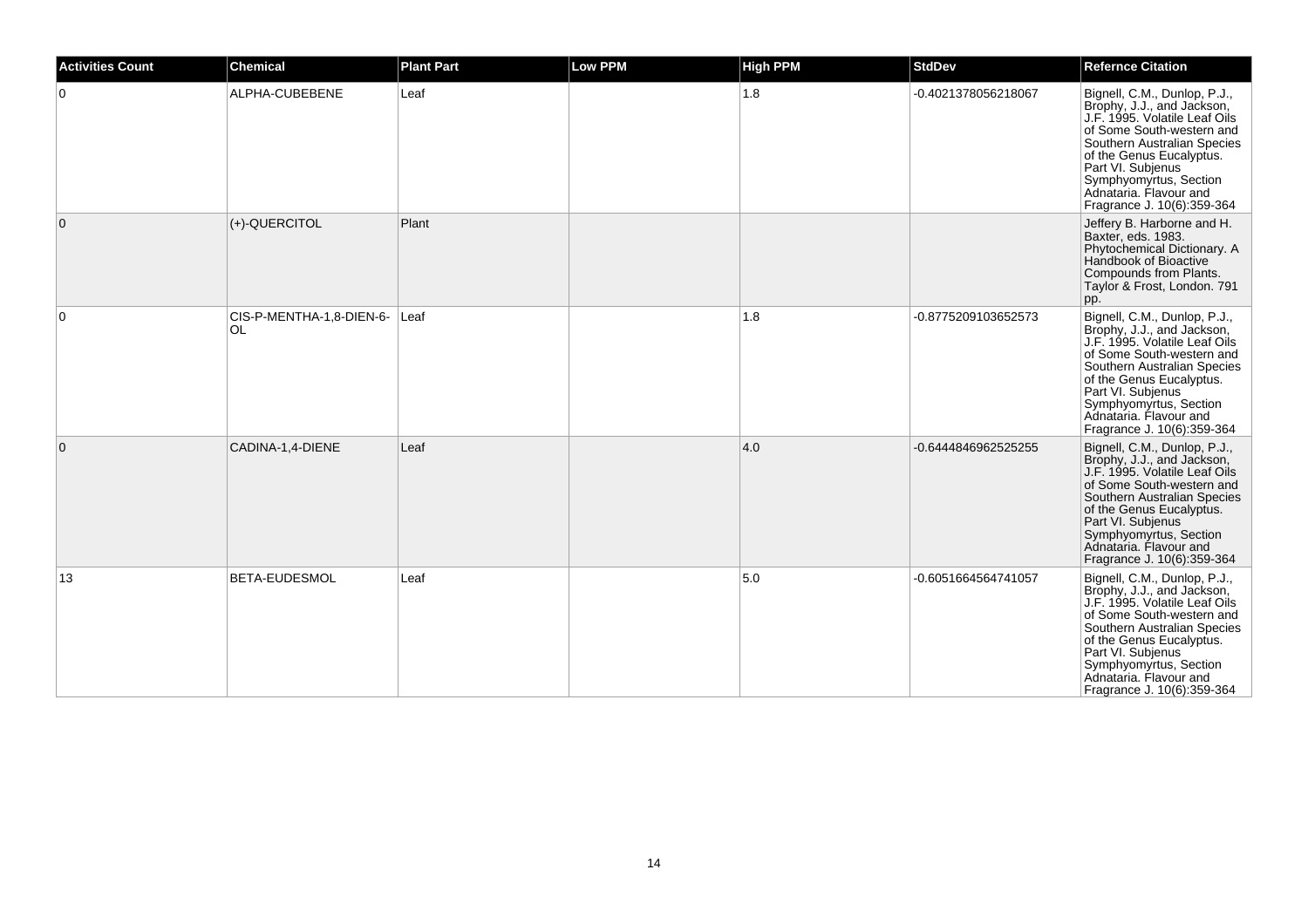| Activities Count | Chemical | Plant Part | Low PPM | High PPM | StdDev | Refernce Citation |
|---|---|---|---|---|---|---|
| 0 | ALPHA-CUBEBENE | Leaf | | 1.8 | -0.4021378056218067 | Bignell, C.M., Dunlop, P.J., Brophy, J.J., and Jackson, J.F. 1995. Volatile Leaf Oils of Some South-western and Southern Australian Species of the Genus Eucalyptus. Part VI. Subjenus Symphyomyrtus, Section Adnataria. Flavour and Fragrance J. 10(6):359-364 |
| 0 | (+)-QUERCITOL | Plant | | | | Jeffery B. Harborne and H. Baxter, eds. 1983. Phytochemical Dictionary. A Handbook of Bioactive Compounds from Plants. Taylor & Frost, London. 791 pp. |
| 0 | CIS-P-MENTHA-1,8-DIEN-6-OL | Leaf | | 1.8 | -0.8775209103652573 | Bignell, C.M., Dunlop, P.J., Brophy, J.J., and Jackson, J.F. 1995. Volatile Leaf Oils of Some South-western and Southern Australian Species of the Genus Eucalyptus. Part VI. Subjenus Symphyomyrtus, Section Adnataria. Flavour and Fragrance J. 10(6):359-364 |
| 0 | CADINA-1,4-DIENE | Leaf | | 4.0 | -0.6444846962525255 | Bignell, C.M., Dunlop, P.J., Brophy, J.J., and Jackson, J.F. 1995. Volatile Leaf Oils of Some South-western and Southern Australian Species of the Genus Eucalyptus. Part VI. Subjenus Symphyomyrtus, Section Adnataria. Flavour and Fragrance J. 10(6):359-364 |
| 13 | BETA-EUDESMOL | Leaf | | 5.0 | -0.6051664564741057 | Bignell, C.M., Dunlop, P.J., Brophy, J.J., and Jackson, J.F. 1995. Volatile Leaf Oils of Some South-western and Southern Australian Species of the Genus Eucalyptus. Part VI. Subjenus Symphyomyrtus, Section Adnataria. Flavour and Fragrance J. 10(6):359-364 |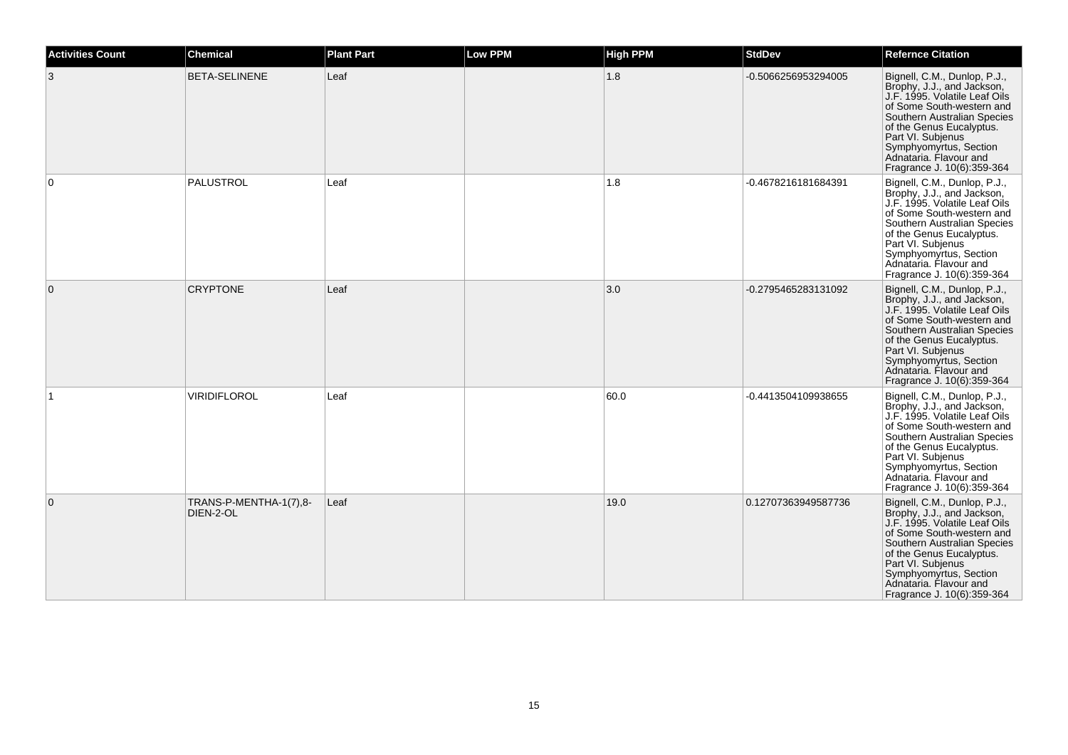| Activities Count | Chemical | Plant Part | Low PPM | High PPM | StdDev | Refernce Citation |
|---|---|---|---|---|---|---|
| 3 | BETA-SELINENE | Leaf | | 1.8 | -0.5066256953294005 | Bignell, C.M., Dunlop, P.J., Brophy, J.J., and Jackson, J.F. 1995. Volatile Leaf Oils of Some South-western and Southern Australian Species of the Genus Eucalyptus. Part VI. Subjenus Symphyomyrtus, Section Adnataria. Flavour and Fragrance J. 10(6):359-364 |
| 0 | PALUSTROL | Leaf | | 1.8 | -0.4678216181684391 | Bignell, C.M., Dunlop, P.J., Brophy, J.J., and Jackson, J.F. 1995. Volatile Leaf Oils of Some South-western and Southern Australian Species of the Genus Eucalyptus. Part VI. Subjenus Symphyomyrtus, Section Adnataria. Flavour and Fragrance J. 10(6):359-364 |
| 0 | CRYPTONE | Leaf | | 3.0 | -0.2795465283131092 | Bignell, C.M., Dunlop, P.J., Brophy, J.J., and Jackson, J.F. 1995. Volatile Leaf Oils of Some South-western and Southern Australian Species of the Genus Eucalyptus. Part VI. Subjenus Symphyomyrtus, Section Adnataria. Flavour and Fragrance J. 10(6):359-364 |
| 1 | VIRIDIFLOROL | Leaf | | 60.0 | -0.4413504109938655 | Bignell, C.M., Dunlop, P.J., Brophy, J.J., and Jackson, J.F. 1995. Volatile Leaf Oils of Some South-western and Southern Australian Species of the Genus Eucalyptus. Part VI. Subjenus Symphyomyrtus, Section Adnataria. Flavour and Fragrance J. 10(6):359-364 |
| 0 | TRANS-P-MENTHA-1(7),8-DIEN-2-OL | Leaf | | 19.0 | 0.12707363949587736 | Bignell, C.M., Dunlop, P.J., Brophy, J.J., and Jackson, J.F. 1995. Volatile Leaf Oils of Some South-western and Southern Australian Species of the Genus Eucalyptus. Part VI. Subjenus Symphyomyrtus, Section Adnataria. Flavour and Fragrance J. 10(6):359-364 |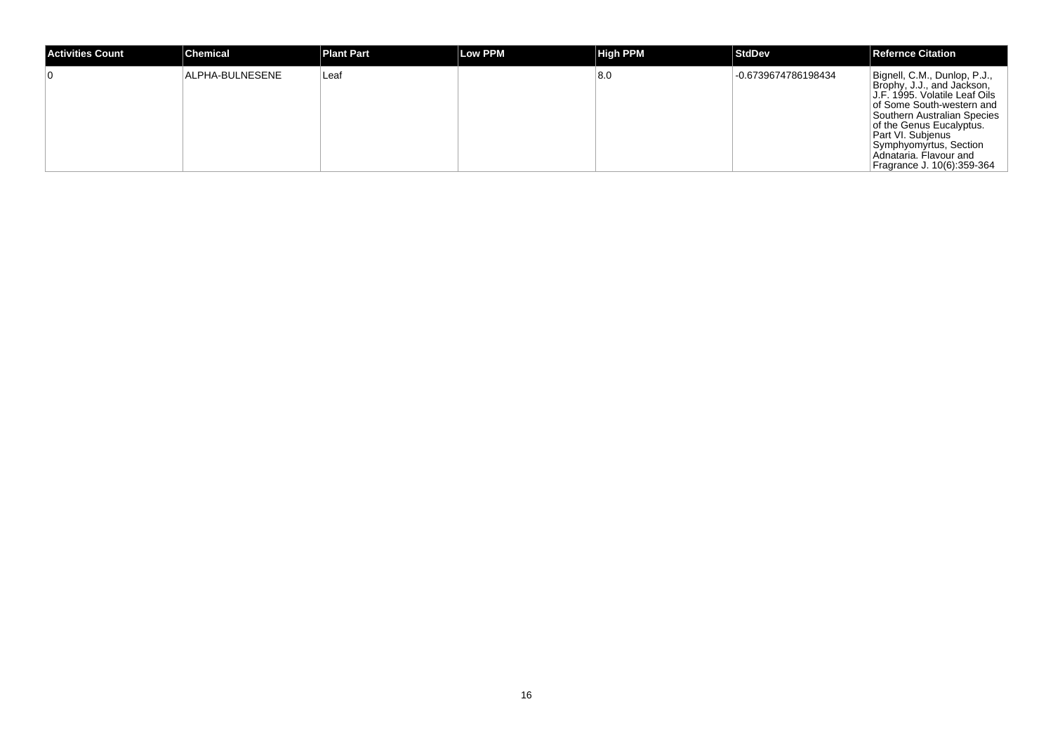| Activities Count | Chemical | Plant Part | Low PPM | High PPM | StdDev | Refernce Citation |
|---|---|---|---|---|---|---|
| 0 | ALPHA-BULNESENE | Leaf | | 8.0 | -0.6739674786198434 | Bignell, C.M., Dunlop, P.J., Brophy, J.J., and Jackson, J.F. 1995. Volatile Leaf Oils of Some South-western and Southern Australian Species of the Genus Eucalyptus. Part VI. Subjenus Symphyomyrtus, Section Adnataria. Flavour and Fragrance J. 10(6):359-364 |